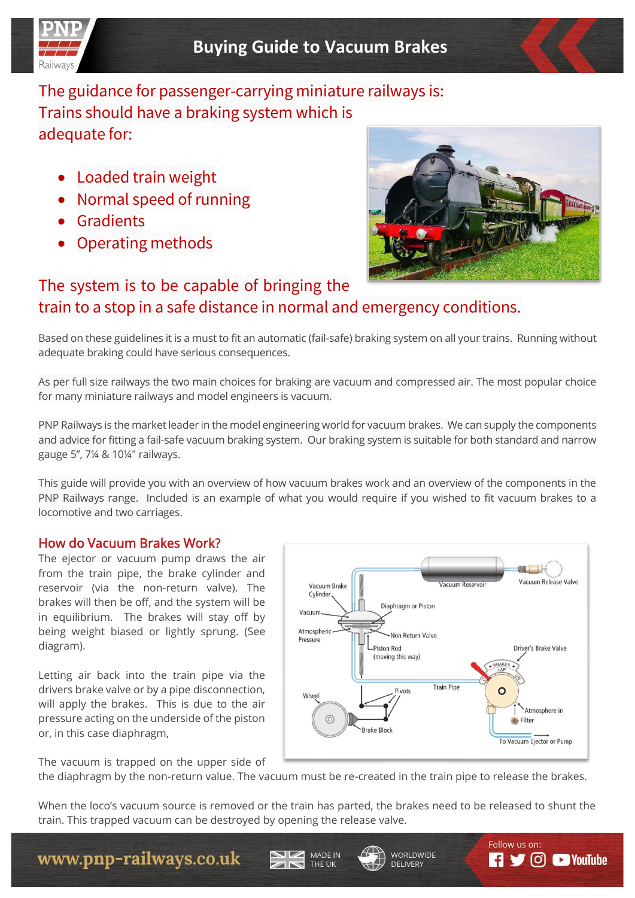# Buying Guide to Vacuum Brakes

## The guidance for passenger-carrying miniature railways is: Trains should have a braking system which is adequate for:

- Loaded train weight
- Normal speed of running
- Gradients
- Operating methods

## The system is to be capable of bringing the train to a stop in a safe distance in normal and emergency conditions.

Based on these guidelines it is a must to fit an automatic (fail-safe) braking system on all your trains. Running without adequate braking could have serious consequences.

As per full size railways the two main choices for braking are vacuum and compressed air. The most popular choice for many miniature railways and model engineers is vacuum.

PNP Railways is the market leader in the model engineering world for vacuum brakes. We can supply the components and advice for fitting a fail-safe vacuum braking system. Our braking system is suitable for both standard and narrow gauge 5", 7¼ & 10¼" railways.

This guide will provide you with an overview of how vacuum brakes work and an overview of the components in the PNP Railways range. Included is an example of what you would require if you wished to fit vacuum brakes to a locomotive and two carriages.

### How do Vacuum Brakes Work?

The ejector or vacuum pump draws the air from the train pipe, the brake cylinder and reservoir (via the non-return valve). The brakes will then be off, and the system will be in equilibrium. The brakes will stay off by being weight biased or lightly sprung. (See diagram).

Letting air back into the train pipe via the drivers brake valve or by a pipe disconnection, will apply the brakes. This is due to the air pressure acting on the underside of the piston or, in this case diaphragm,

The vacuum is trapped on the upper side of the diaphragm by the non-return value. The vacuum must be re-created in the train pipe to release the brakes.

When the loco's vacuum source is removed or the train has parted, the brakes need to be released to shunt the train. This trapped vacuum can be destroyed by opening the release valve.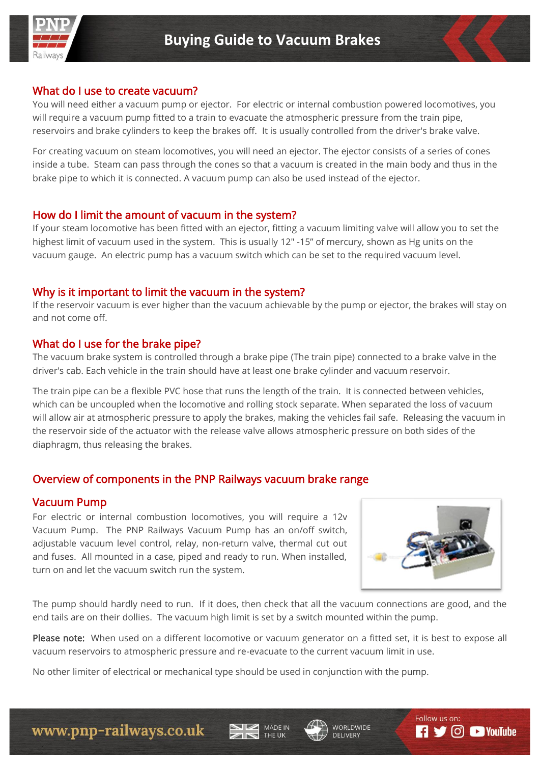## What do I use to create vacuum?

You will need either a vacuum pump or ejector. For electric or internal combustion powered locomotives, you will require a vacuum pump fitted to a train to evacuate the atmospheric pressure from the train pipe, reservoirs and brake cylinders to keep the brakes off. It is usually controlled from the driver's brake valve.

For creating vacuum on steam locomotives, you will need an ejector. The ejector consists of a series of cones inside a tube. Steam can pass through the cones so that a vacuum is created in the main body and thus in the brake pipe to which it is connected. A vacuum pump can also be used instead of the ejector.

## How do I limit the amount of vacuum in the system?

If your steam locomotive has been fitted with an ejector, fitting a vacuum limiting valve will allow you to set the highest limit of vacuum used in the system. This is usually 12" -15" of mercury, shown as Hg units on the vacuum gauge. An electric pump has a vacuum switch which can be set to the required vacuum level.

## Why is it important to limit the vacuum in the system?

If the reservoir vacuum is ever higher than the vacuum achievable by the pump or ejector, the brakes will stay on and not come off.

## What do I use for the brake pipe?

The vacuum brake system is controlled through a brake pipe (The train pipe) connected to a brake valve in the driver's cab. Each vehicle in the train should have at least one brake cylinder and vacuum reservoir.

The train pipe can be a flexible PVC hose that runs the length of the train. It is connected between vehicles, which can be uncoupled when the locomotive and rolling stock separate. When separated the loss of vacuum will allow air at atmospheric pressure to apply the brakes, making the vehicles fail safe. Releasing the vacuum in the reservoir side of the actuator with the release valve allows atmospheric pressure on both sides of the diaphragm, thus releasing the brakes.

## Overview of components in the PNP Railways vacuum brake range

### Vacuum Pump

For electric or internal combustion locomotives, you will require a 12v Vacuum Pump. The PNP Railways Vacuum Pump has an on/off switch, adjustable vacuum level control, relay, non-return valve, thermal cut out and fuses. All mounted in a case, piped and ready to run. When installed, turn on and let the vacuum switch run the system.

The pump should hardly need to run. If it does, then check that all the vacuum connections are good, and the end tails are on their dollies. The vacuum high limit is set by a switch mounted within the pump.

**Please note:** When used on a different locomotive or vacuum generator on a fitted set, it is best to expose all vacuum reservoirs to atmospheric pressure and re-evacuate to the current vacuum limit in use.

No other limiter of electrical or mechanical type should be used in conjunction with the pump.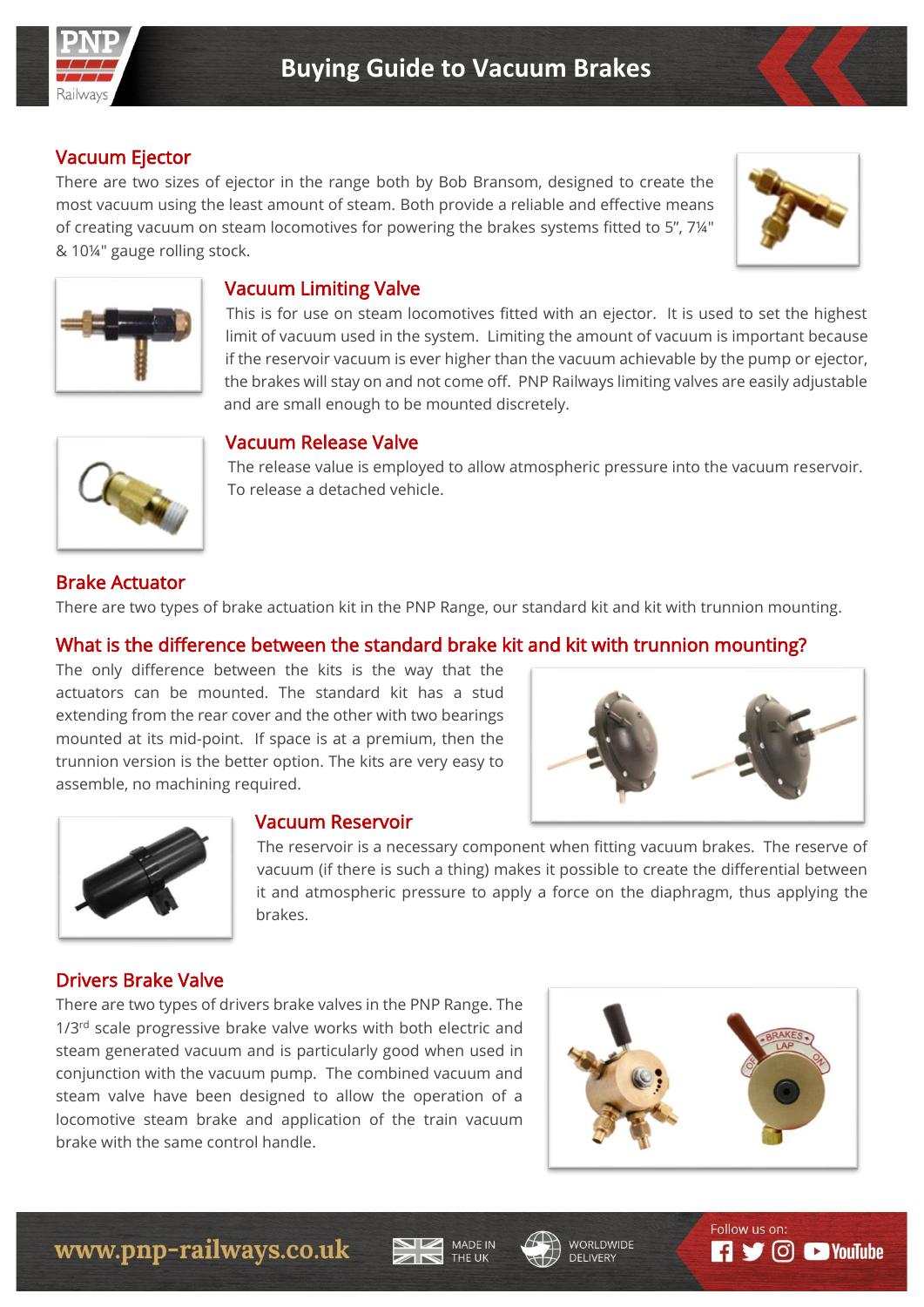# Buying Guide to Vacuum Brakes

## Vacuum Ejector

There are two sizes of ejector in the range both by Bob Bransom, designed to create the most vacuum using the least amount of steam. Both provide a reliable and effective means of creating vacuum on steam locomotives for powering the brakes systems fitted to 5", 7¼" & 10¼" gauge rolling stock.

## Vacuum Limiting Valve

This is for use on steam locomotives fitted with an ejector. It is used to set the highest limit of vacuum used in the system. Limiting the amount of vacuum is important because if the reservoir vacuum is ever higher than the vacuum achievable by the pump or ejector, the brakes will stay on and not come off. PNP Railways limiting valves are easily adjustable and are small enough to be mounted discretely.

## Vacuum Release Valve

The release value is employed to allow atmospheric pressure into the vacuum reservoir. To release a detached vehicle.

## Brake Actuator

There are two types of brake actuation kit in the PNP Range, our standard kit and kit with trunnion mounting.

## What is the difference between the standard brake kit and kit with trunnion mounting?

The only difference between the kits is the way that the actuators can be mounted. The standard kit has a stud extending from the rear cover and the other with two bearings mounted at its mid-point. If space is at a premium, then the trunnion version is the better option. The kits are very easy to assemble, no machining required.

## Vacuum Reservoir

The reservoir is a necessary component when fitting vacuum brakes. The reserve of vacuum (if there is such a thing) makes it possible to create the differential between it and atmospheric pressure to apply a force on the diaphragm, thus applying the brakes.

## Drivers Brake Valve

There are two types of drivers brake valves in the PNP Range. The 1/3rd scale progressive brake valve works with both electric and steam generated vacuum and is particularly good when used in conjunction with the vacuum pump. The combined vacuum and steam valve have been designed to allow the operation of a locomotive steam brake and application of the train vacuum brake with the same control handle.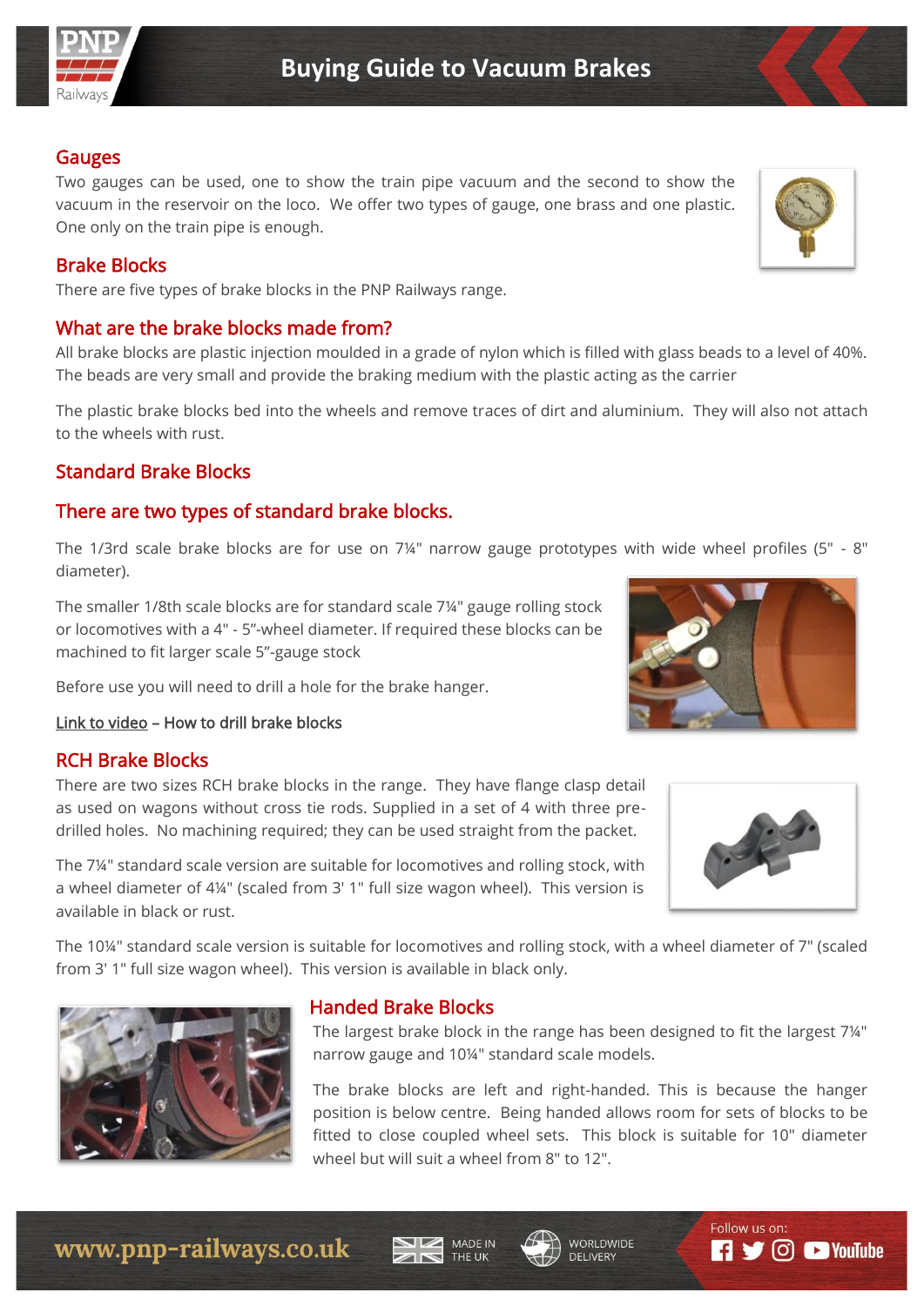## Gauges

Two gauges can be used, one to show the train pipe vacuum and the second to show the vacuum in the reservoir on the loco. We offer two types of gauge, one brass and one plastic. One only on the train pipe is enough.

## Brake Blocks

There are five types of brake blocks in the PNP Railways range.

## What are the brake blocks made from?

All brake blocks are plastic injection moulded in a grade of nylon which is filled with glass beads to a level of 40%. The beads are very small and provide the braking medium with the plastic acting as the carrier

The plastic brake blocks bed into the wheels and remove traces of dirt and aluminium. They will also not attach to the wheels with rust.

## Standard Brake Blocks

## There are two types of standard brake blocks.

The 1/3rd scale brake blocks are for use on 7¼" narrow gauge prototypes with wide wheel profiles (5" - 8" diameter).

The smaller 1/8th scale blocks are for standard scale 7¼" gauge rolling stock or locomotives with a 4" - 5"-wheel diameter. If required these blocks can be machined to fit larger scale 5"-gauge stock

Before use you will need to drill a hole for the brake hanger.

Link to video – How to drill brake blocks

## RCH Brake Blocks

There are two sizes RCH brake blocks in the range. They have flange clasp detail as used on wagons without cross tie rods. Supplied in a set of 4 with three pre-drilled holes. No machining required; they can be used straight from the packet.

The 7¼" standard scale version are suitable for locomotives and rolling stock, with a wheel diameter of 4¼" (scaled from 3' 1" full size wagon wheel). This version is available in black or rust.

The 10¼" standard scale version is suitable for locomotives and rolling stock, with a wheel diameter of 7" (scaled from 3' 1" full size wagon wheel). This version is available in black only.

## Handed Brake Blocks

The largest brake block in the range has been designed to fit the largest 7¼" narrow gauge and 10¼" standard scale models.

The brake blocks are left and right-handed. This is because the hanger position is below centre. Being handed allows room for sets of blocks to be fitted to close coupled wheel sets. This block is suitable for 10" diameter wheel but will suit a wheel from 8" to 12".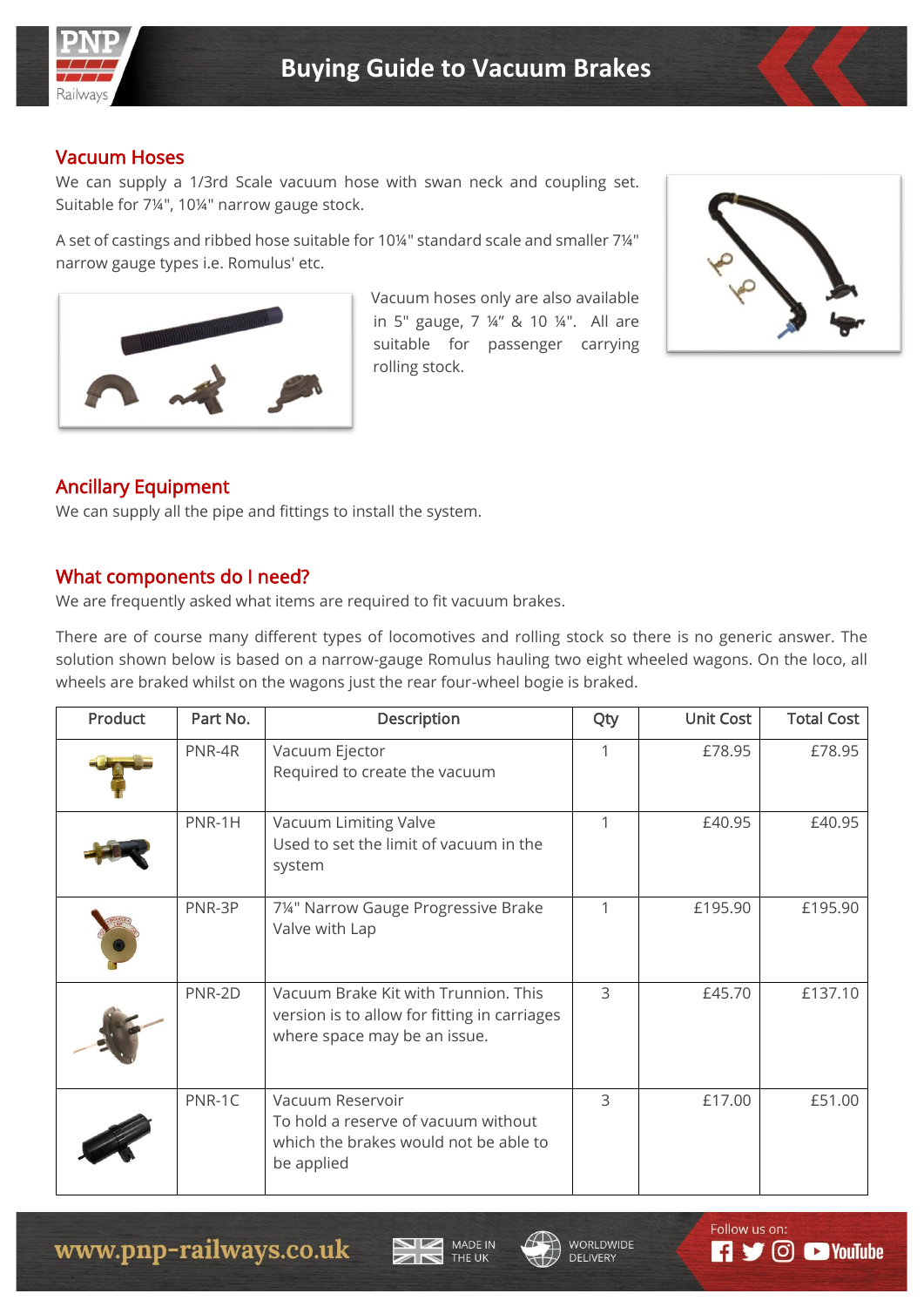## Vacuum Hoses

We can supply a 1/3rd Scale vacuum hose with swan neck and coupling set. Suitable for 7¼", 10¼" narrow gauge stock.

A set of castings and ribbed hose suitable for 10¼" standard scale and smaller 7¼" narrow gauge types i.e. Romulus' etc.

Vacuum hoses only are also available in 5" gauge, 7 ¼" & 10 ¼". All are suitable for passenger carrying rolling stock.

## Ancillary Equipment

We can supply all the pipe and fittings to install the system.

## What components do I need?

We are frequently asked what items are required to fit vacuum brakes.

There are of course many different types of locomotives and rolling stock so there is no generic answer. The solution shown below is based on a narrow-gauge Romulus hauling two eight wheeled wagons. On the loco, all wheels are braked whilst on the wagons just the rear four-wheel bogie is braked.

| Product | Part No. | Description | Qty | Unit Cost | Total Cost |
|---|---|---|---|---|---|
| | PNR-4R | Vacuum Ejector<br>Required to create the vacuum | 1 | £78.95 | £78.95 |
| | PNR-1H | Vacuum Limiting Valve<br>Used to set the limit of vacuum in the system | 1 | £40.95 | £40.95 |
| | PNR-3P | 7¼" Narrow Gauge Progressive Brake Valve with Lap | 1 | £195.90 | £195.90 |
| | PNR-2D | Vacuum Brake Kit with Trunnion. This version is to allow for fitting in carriages where space may be an issue. | 3 | £45.70 | £137.10 |
| | PNR-1C | Vacuum Reservoir<br>To hold a reserve of vacuum without which the brakes would not be able to be applied | 3 | £17.00 | £51.00 |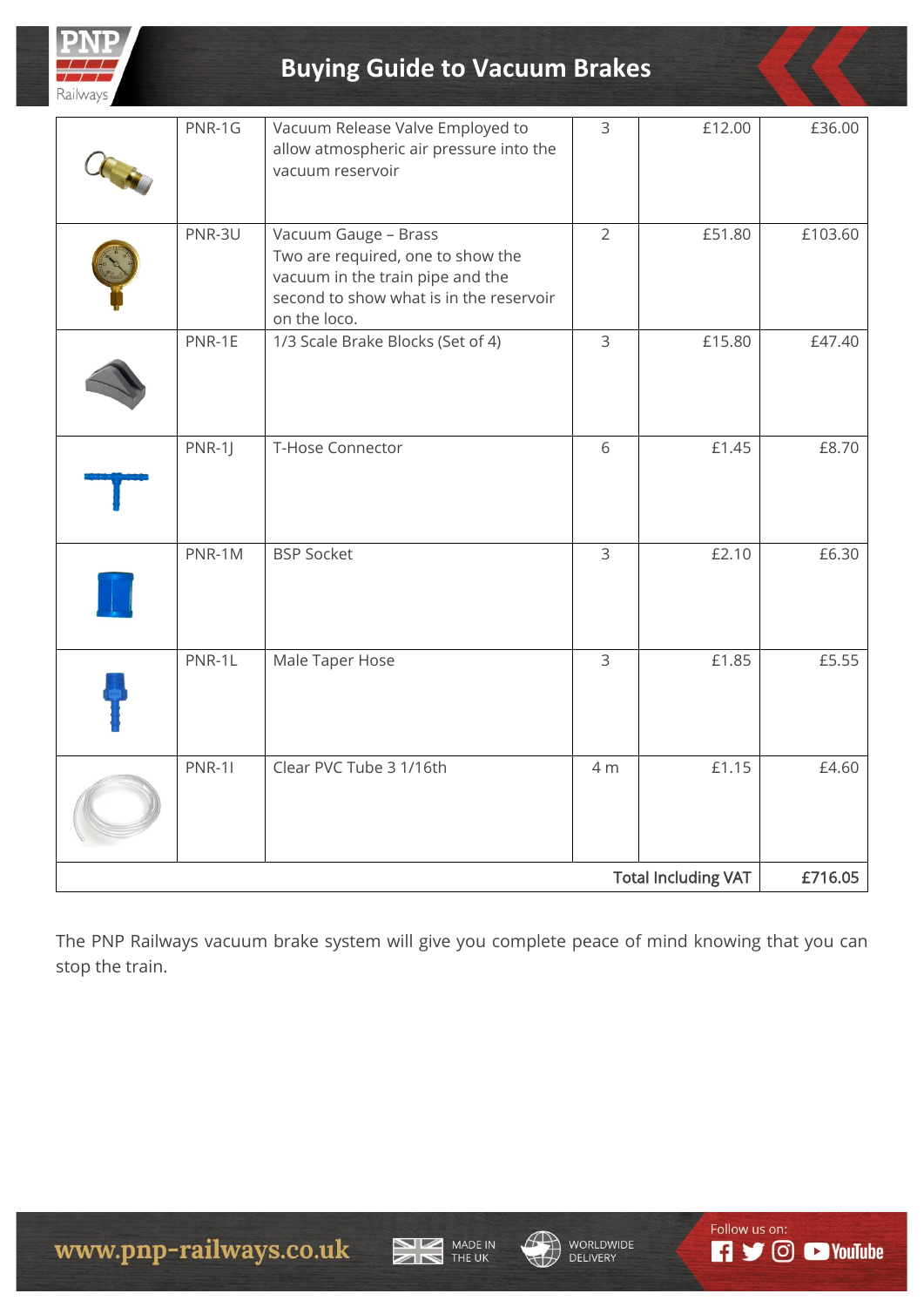| | | | | | |
|---|---|---|---|---|---|
| | PNR-1G | Vacuum Release Valve Employed to allow atmospheric air pressure into the vacuum reservoir | 3 | £12.00 | £36.00 |
| | PNR-3U | Vacuum Gauge – Brass Two are required, one to show the vacuum in the train pipe and the second to show what is in the reservoir on the loco. | 2 | £51.80 | £103.60 |
| | PNR-1E | 1/3 Scale Brake Blocks (Set of 4) | 3 | £15.80 | £47.40 |
| | PNR-1J | T-Hose Connector | 6 | £1.45 | £8.70 |
| | PNR-1M | BSP Socket | 3 | £2.10 | £6.30 |
| | PNR-1L | Male Taper Hose | 3 | £1.85 | £5.55 |
| | PNR-1I | Clear PVC Tube 3 1/16th | 4 m | £1.15 | £4.60 |
| | | | | **Total Including VAT** | **£716.05** |

The PNP Railways vacuum brake system will give you complete peace of mind knowing that you can stop the train.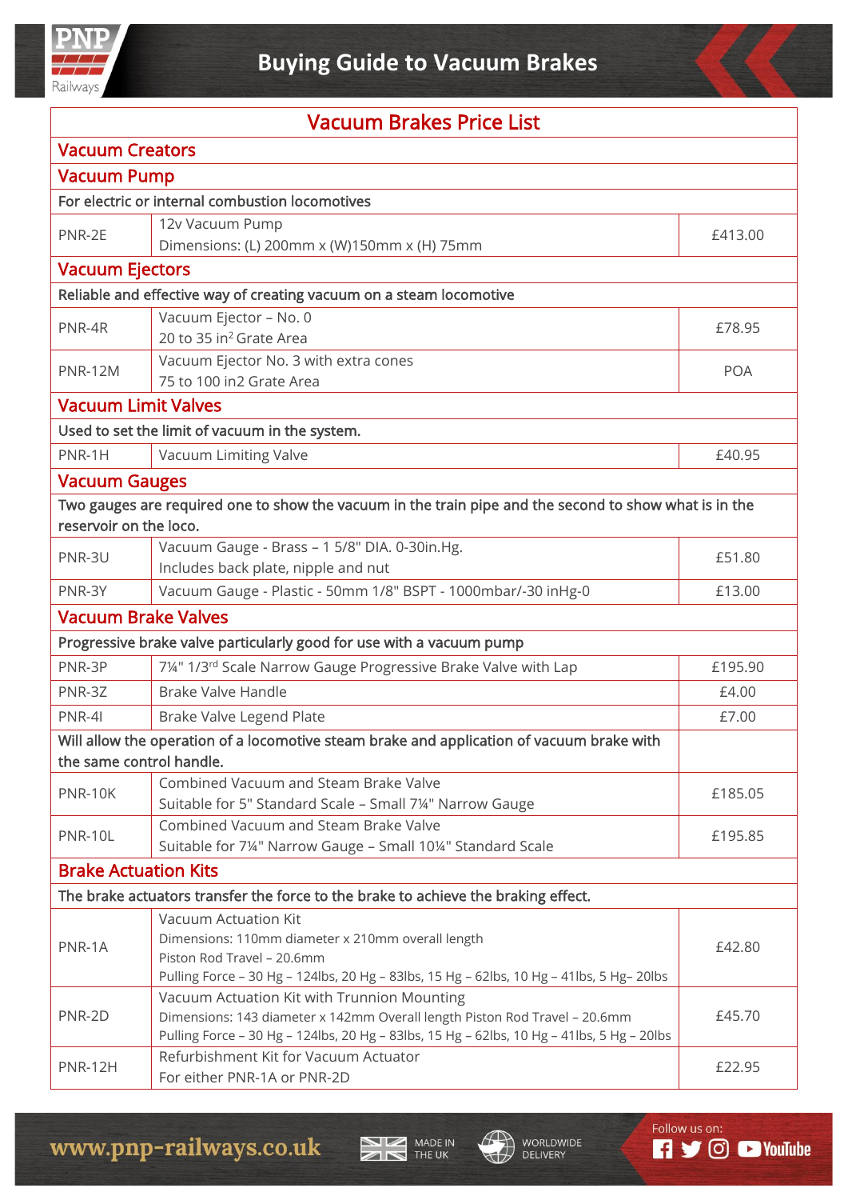# Buying Guide to Vacuum Brakes

## Vacuum Brakes Price List

| | | |
|---|---|---|
| **Vacuum Creators** | | |
| **Vacuum Pump** | | |
| For electric or internal combustion locomotives | | |
| PNR-2E | 12v Vacuum Pump<br>Dimensions: (L) 200mm x (W)150mm x (H) 75mm | £413.00 |
| **Vacuum Ejectors** | | |
| Reliable and effective way of creating vacuum on a steam locomotive | | |
| PNR-4R | Vacuum Ejector – No. 0<br>20 to 35 in$^2$ Grate Area | £78.95 |
| PNR-12M | Vacuum Ejector No. 3 with extra cones<br>75 to 100 in2 Grate Area | POA |
| **Vacuum Limit Valves** | | |
| Used to set the limit of vacuum in the system. | | |
| PNR-1H | Vacuum Limiting Valve | £40.95 |
| **Vacuum Gauges** | | |
| Two gauges are required one to show the vacuum in the train pipe and the second to show what is in the reservoir on the loco. | | |
| PNR-3U | Vacuum Gauge - Brass – 1 5/8" DIA. 0-30in.Hg.<br>Includes back plate, nipple and nut | £51.80 |
| PNR-3Y | Vacuum Gauge - Plastic - 50mm 1/8" BSPT - 1000mbar/-30 inHg-0 | £13.00 |
| **Vacuum Brake Valves** | | |
| Progressive brake valve particularly good for use with a vacuum pump | | |
| PNR-3P | 7¼" 1/3rd Scale Narrow Gauge Progressive Brake Valve with Lap | £195.90 |
| PNR-3Z | Brake Valve Handle | £4.00 |
| PNR-4I | Brake Valve Legend Plate | £7.00 |
| Will allow the operation of a locomotive steam brake and application of vacuum brake with the same control handle. | | |
| PNR-10K | Combined Vacuum and Steam Brake Valve<br>Suitable for 5" Standard Scale – Small 7¼" Narrow Gauge | £185.05 |
| PNR-10L | Combined Vacuum and Steam Brake Valve<br>Suitable for 7¼" Narrow Gauge – Small 10¼" Standard Scale | £195.85 |
| **Brake Actuation Kits** | | |
| The brake actuators transfer the force to the brake to achieve the braking effect. | | |
| PNR-1A | Vacuum Actuation Kit<br>Dimensions: 110mm diameter x 210mm overall length<br>Piston Rod Travel – 20.6mm<br>Pulling Force – 30 Hg – 124lbs, 20 Hg – 83lbs, 15 Hg – 62lbs, 10 Hg – 41lbs, 5 Hg– 20lbs | £42.80 |
| PNR-2D | Vacuum Actuation Kit with Trunnion Mounting<br>Dimensions: 143 diameter x 142mm Overall length Piston Rod Travel – 20.6mm<br>Pulling Force – 30 Hg – 124lbs, 20 Hg – 83lbs, 15 Hg – 62lbs, 10 Hg – 41lbs, 5 Hg – 20lbs | £45.70 |
| PNR-12H | Refurbishment Kit for Vacuum Actuator<br>For either PNR-1A or PNR-2D | £22.95 |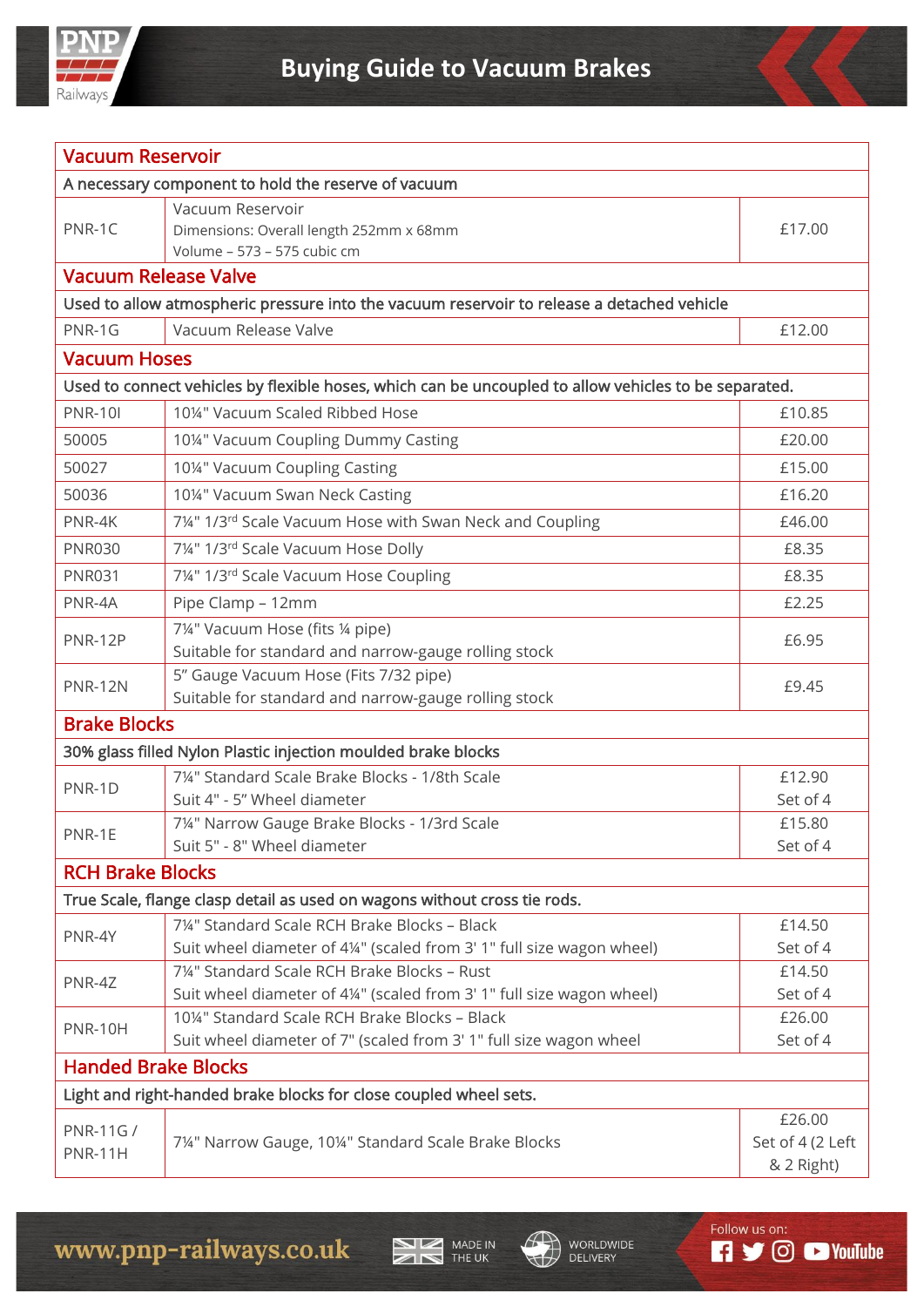# Buying Guide to Vacuum Brakes

| Vacuum Reservoir | | |
|---|---|---|
| A necessary component to hold the reserve of vacuum | | |
| PNR-1C | Vacuum Reservoir<br>Dimensions: Overall length 252mm x 68mm<br>Volume – 573 – 575 cubic cm | £17.00 |
| **Vacuum Release Valve** | | |
| Used to allow atmospheric pressure into the vacuum reservoir to release a detached vehicle | | |
| PNR-1G | Vacuum Release Valve | £12.00 |
| **Vacuum Hoses** | | |
| Used to connect vehicles by flexible hoses, which can be uncoupled to allow vehicles to be separated. | | |
| PNR-10I | 10¼" Vacuum Scaled Ribbed Hose | £10.85 |
| 50005 | 10¼" Vacuum Coupling Dummy Casting | £20.00 |
| 50027 | 10¼" Vacuum Coupling Casting | £15.00 |
| 50036 | 10¼" Vacuum Swan Neck Casting | £16.20 |
| PNR-4K | 7¼" 1/3rd Scale Vacuum Hose with Swan Neck and Coupling | £46.00 |
| PNR030 | 7¼" 1/3rd Scale Vacuum Hose Dolly | £8.35 |
| PNR031 | 7¼" 1/3rd Scale Vacuum Hose Coupling | £8.35 |
| PNR-4A | Pipe Clamp – 12mm | £2.25 |
| PNR-12P | 7¼" Vacuum Hose (fits ¼ pipe)<br>Suitable for standard and narrow-gauge rolling stock | £6.95 |
| PNR-12N | 5" Gauge Vacuum Hose (Fits 7/32 pipe)<br>Suitable for standard and narrow-gauge rolling stock | £9.45 |
| **Brake Blocks** | | |
| 30% glass filled Nylon Plastic injection moulded brake blocks | | |
| PNR-1D | 7¼" Standard Scale Brake Blocks - 1/8th Scale<br>Suit 4" - 5" Wheel diameter | £12.90<br>Set of 4 |
| PNR-1E | 7¼" Narrow Gauge Brake Blocks - 1/3rd Scale<br>Suit 5" - 8" Wheel diameter | £15.80<br>Set of 4 |
| **RCH Brake Blocks** | | |
| True Scale, flange clasp detail as used on wagons without cross tie rods. | | |
| PNR-4Y | 7¼" Standard Scale RCH Brake Blocks – Black<br>Suit wheel diameter of 4¼" (scaled from 3' 1" full size wagon wheel) | £14.50<br>Set of 4 |
| PNR-4Z | 7¼" Standard Scale RCH Brake Blocks – Rust<br>Suit wheel diameter of 4¼" (scaled from 3' 1" full size wagon wheel) | £14.50<br>Set of 4 |
| PNR-10H | 10¼" Standard Scale RCH Brake Blocks – Black<br>Suit wheel diameter of 7" (scaled from 3' 1" full size wagon wheel | £26.00<br>Set of 4 |
| **Handed Brake Blocks** | | |
| Light and right-handed brake blocks for close coupled wheel sets. | | |
| PNR-11G / PNR-11H | 7¼" Narrow Gauge, 10¼" Standard Scale Brake Blocks | £26.00<br>Set of 4 (2 Left & 2 Right) |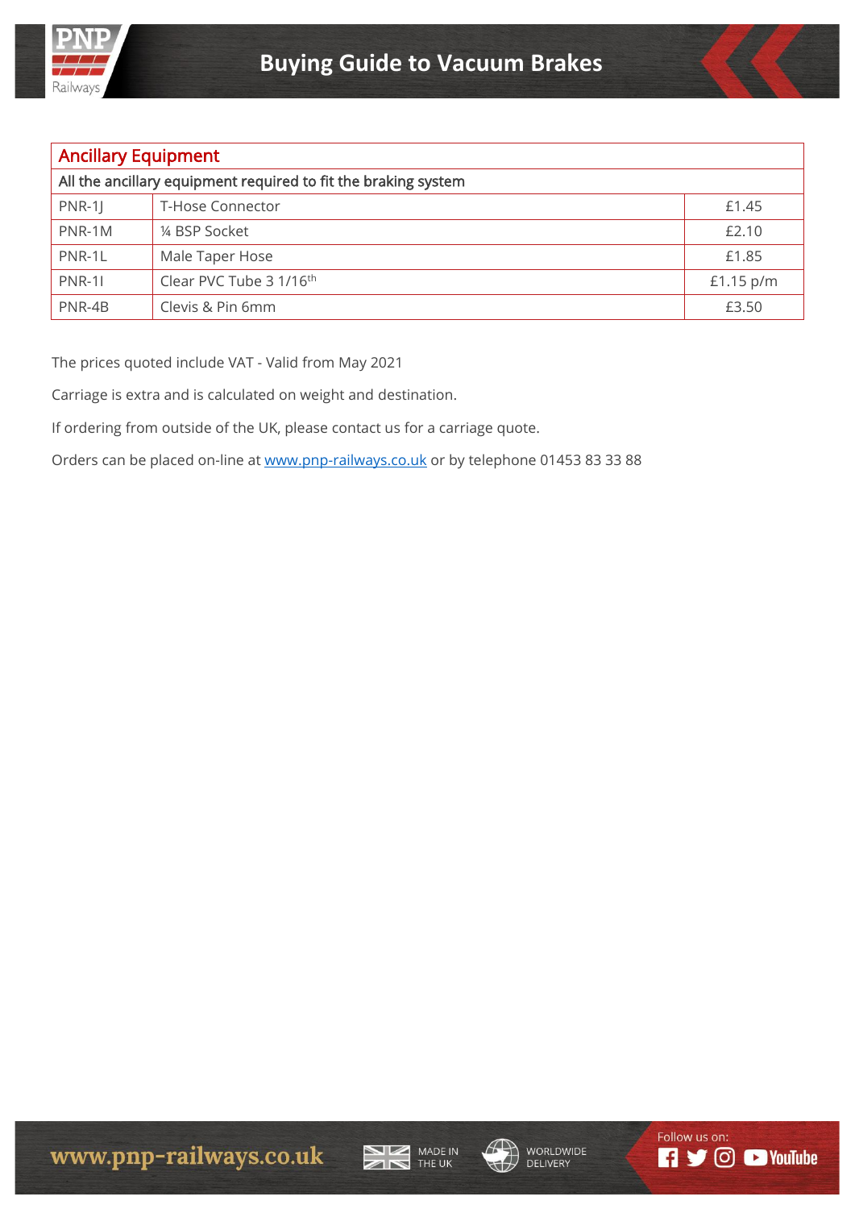| Ancillary Equipment | | |
|---|---|---|
| All the ancillary equipment required to fit the braking system | | |
| PNR-1J | T-Hose Connector | £1.45 |
| PNR-1M | ¼ BSP Socket | £2.10 |
| PNR-1L | Male Taper Hose | £1.85 |
| PNR-1I | Clear PVC Tube 3 1/16th | £1.15 p/m |
| PNR-4B | Clevis & Pin 6mm | £3.50 |

The prices quoted include VAT - Valid from May 2021

Carriage is extra and is calculated on weight and destination.

If ordering from outside of the UK, please contact us for a carriage quote.

Orders can be placed on-line at www.pnp-railways.co.uk or by telephone 01453 83 33 88